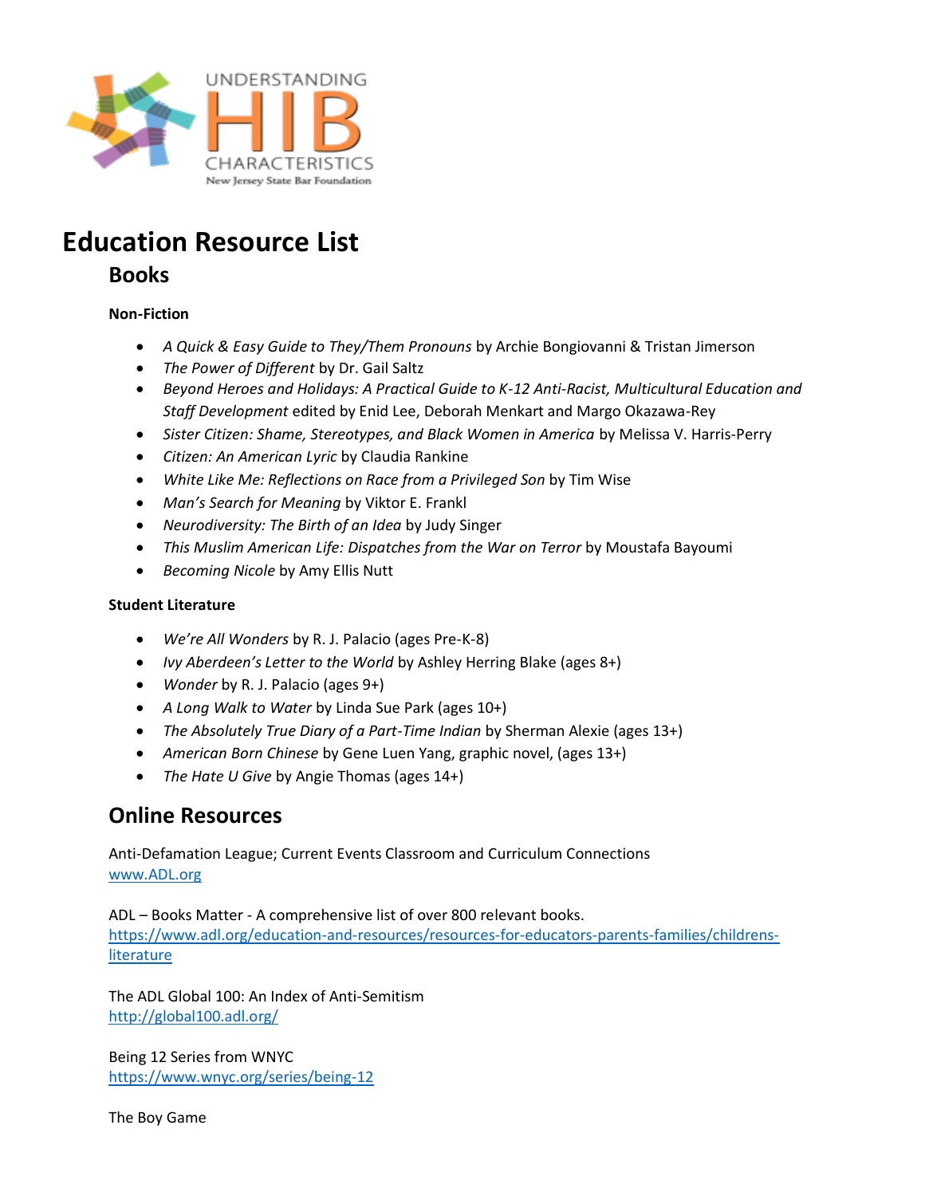UNDERSTANDING HIB CHARACTERISTICS
New Jersey State Bar Foundation

# Education Resource List

## Books

### Non-Fiction

- *A Quick & Easy Guide to They/Them Pronouns* by Archie Bongiovanni & Tristan Jimerson
- *The Power of Different* by Dr. Gail Saltz
- *Beyond Heroes and Holidays: A Practical Guide to K-12 Anti-Racist, Multicultural Education and Staff Development* edited by Enid Lee, Deborah Menkart and Margo Okazawa-Rey
- *Sister Citizen: Shame, Stereotypes, and Black Women in America* by Melissa V. Harris-Perry
- *Citizen: An American Lyric* by Claudia Rankine
- *White Like Me: Reflections on Race from a Privileged Son* by Tim Wise
- *Man's Search for Meaning* by Viktor E. Frankl
- *Neurodiversity: The Birth of an Idea* by Judy Singer
- *This Muslim American Life: Dispatches from the War on Terror* by Moustafa Bayoumi
- *Becoming Nicole* by Amy Ellis Nutt

### Student Literature

- *We're All Wonders* by R. J. Palacio (ages Pre-K-8)
- *Ivy Aberdeen's Letter to the World* by Ashley Herring Blake (ages 8+)
- *Wonder* by R. J. Palacio (ages 9+)
- *A Long Walk to Water* by Linda Sue Park (ages 10+)
- *The Absolutely True Diary of a Part-Time Indian* by Sherman Alexie (ages 13+)
- *American Born Chinese* by Gene Luen Yang, graphic novel, (ages 13+)
- *The Hate U Give* by Angie Thomas (ages 14+)

## Online Resources

Anti-Defamation League; Current Events Classroom and Curriculum Connections
www.ADL.org

ADL – Books Matter - A comprehensive list of over 800 relevant books.
https://www.adl.org/education-and-resources/resources-for-educators-parents-families/childrens-literature

The ADL Global 100: An Index of Anti-Semitism
http://global100.adl.org/

Being 12 Series from WNYC
https://www.wnyc.org/series/being-12

The Boy Game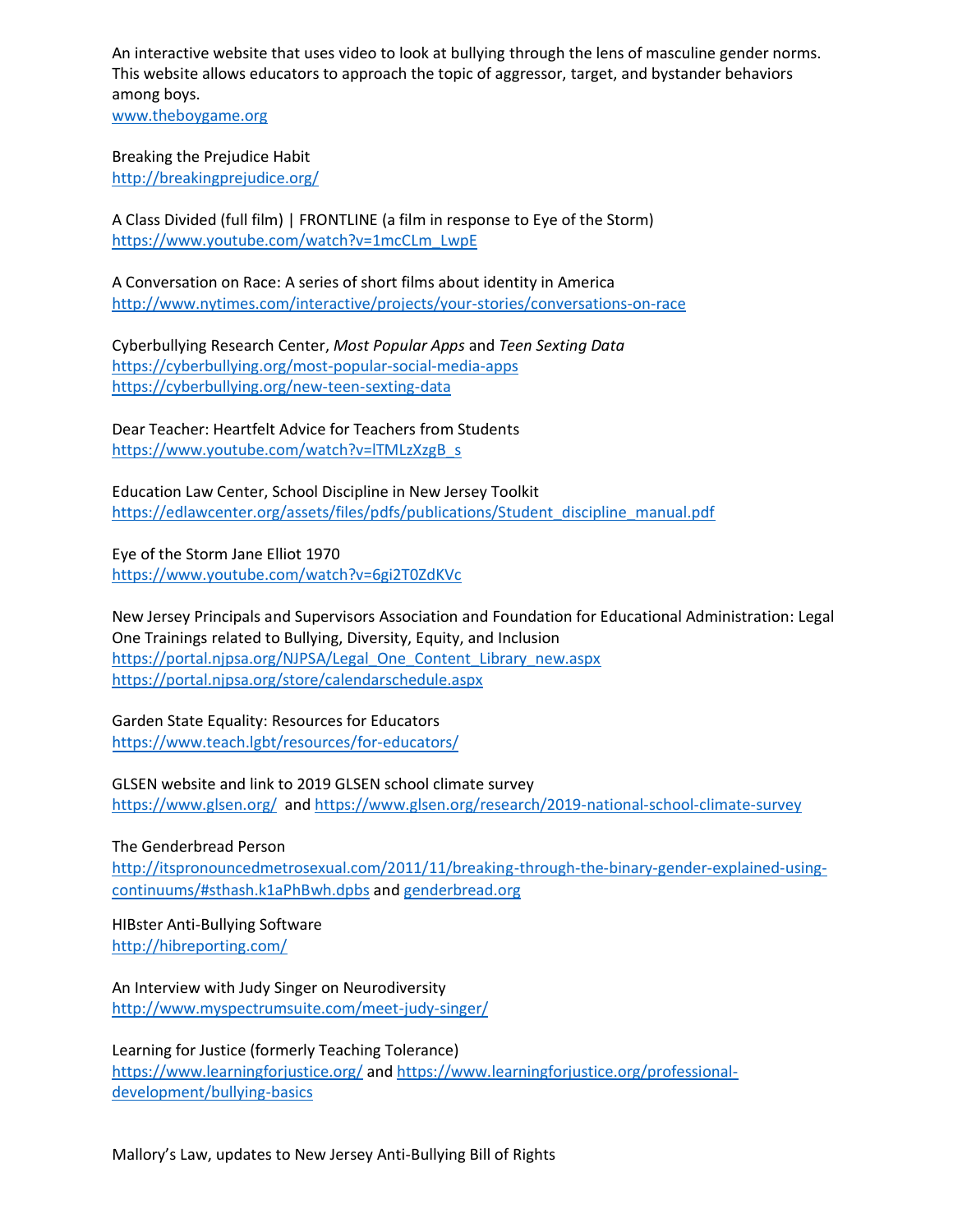An interactive website that uses video to look at bullying through the lens of masculine gender norms. This website allows educators to approach the topic of aggressor, target, and bystander behaviors among boys.
www.theboygame.org

Breaking the Prejudice Habit
http://breakingprejudice.org/

A Class Divided (full film) | FRONTLINE (a film in response to Eye of the Storm)
https://www.youtube.com/watch?v=1mcCLm_LwpE

A Conversation on Race: A series of short films about identity in America
http://www.nytimes.com/interactive/projects/your-stories/conversations-on-race

Cyberbullying Research Center, *Most Popular Apps* and *Teen Sexting Data*
https://cyberbullying.org/most-popular-social-media-apps
https://cyberbullying.org/new-teen-sexting-data

Dear Teacher: Heartfelt Advice for Teachers from Students
https://www.youtube.com/watch?v=lTMLzXzgB_s

Education Law Center, School Discipline in New Jersey Toolkit
https://edlawcenter.org/assets/files/pdfs/publications/Student_discipline_manual.pdf

Eye of the Storm Jane Elliot 1970
https://www.youtube.com/watch?v=6gi2T0ZdKVc

New Jersey Principals and Supervisors Association and Foundation for Educational Administration: Legal One Trainings related to Bullying, Diversity, Equity, and Inclusion
https://portal.njpsa.org/NJPSA/Legal_One_Content_Library_new.aspx
https://portal.njpsa.org/store/calendarschedule.aspx

Garden State Equality: Resources for Educators
https://www.teach.lgbt/resources/for-educators/

GLSEN website and link to 2019 GLSEN school climate survey
https://www.glsen.org/ and https://www.glsen.org/research/2019-national-school-climate-survey

The Genderbread Person
http://itspronouncedmetrosexual.com/2011/11/breaking-through-the-binary-gender-explained-using-continuums/#sthash.k1aPhBwh.dpbs and genderbread.org

HIBster Anti-Bullying Software
http://hibreporting.com/

An Interview with Judy Singer on Neurodiversity
http://www.myspectrumsuite.com/meet-judy-singer/

Learning for Justice (formerly Teaching Tolerance)
https://www.learningforjustice.org/ and https://www.learningforjustice.org/professional-development/bullying-basics

Mallory's Law, updates to New Jersey Anti-Bullying Bill of Rights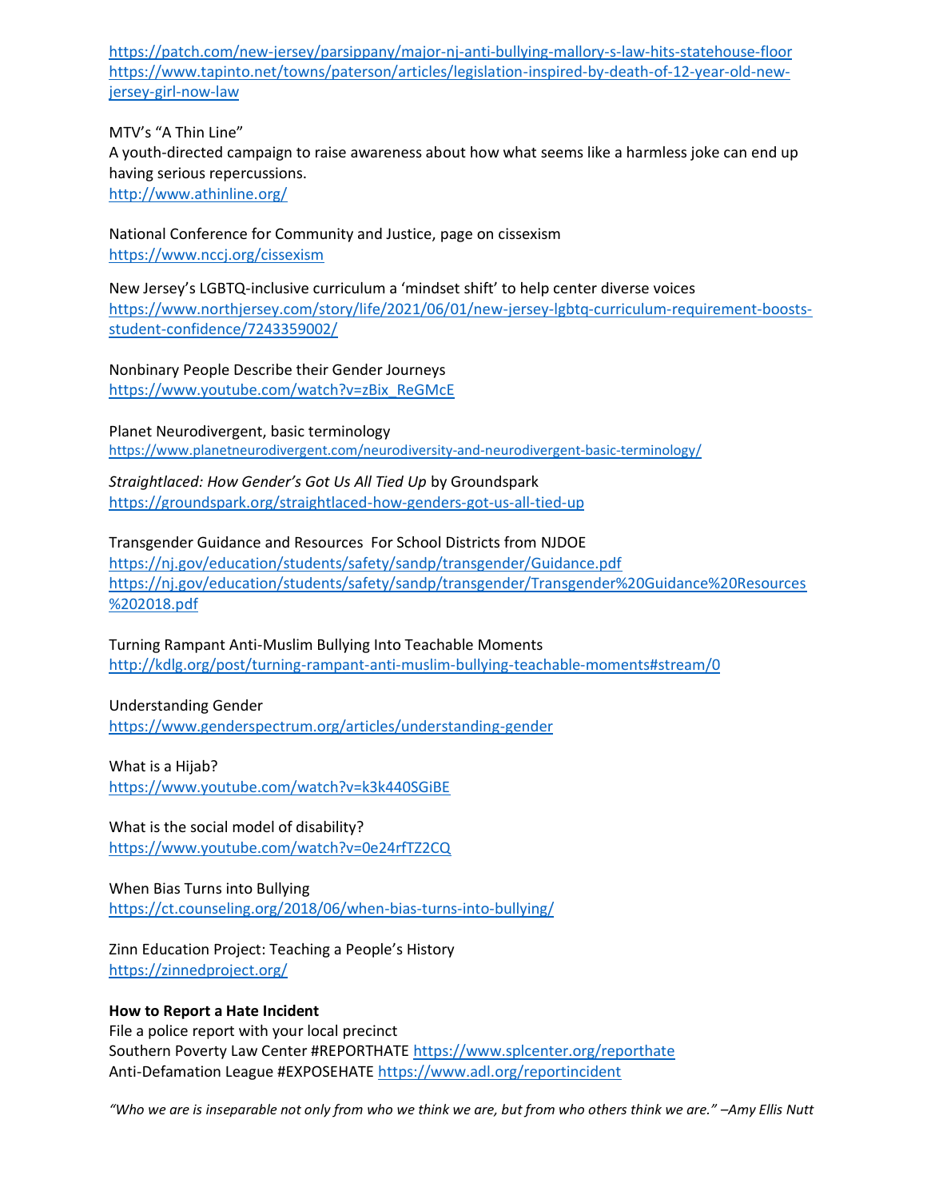https://patch.com/new-jersey/parsippany/major-nj-anti-bullying-mallory-s-law-hits-statehouse-floor
https://www.tapinto.net/towns/paterson/articles/legislation-inspired-by-death-of-12-year-old-new-jersey-girl-now-law

MTV's "A Thin Line"
A youth-directed campaign to raise awareness about how what seems like a harmless joke can end up having serious repercussions.
http://www.athinline.org/

National Conference for Community and Justice, page on cissexism
https://www.nccj.org/cissexism

New Jersey's LGBTQ-inclusive curriculum a 'mindset shift' to help center diverse voices
https://www.northjersey.com/story/life/2021/06/01/new-jersey-lgbtq-curriculum-requirement-boosts-student-confidence/7243359002/

Nonbinary People Describe their Gender Journeys
https://www.youtube.com/watch?v=zBix_ReGMcE

Planet Neurodivergent, basic terminology
https://www.planetneurodivergent.com/neurodiversity-and-neurodivergent-basic-terminology/

*Straightlaced: How Gender's Got Us All Tied Up* by Groundspark
https://groundspark.org/straightlaced-how-genders-got-us-all-tied-up

Transgender Guidance and Resources For School Districts from NJDOE
https://nj.gov/education/students/safety/sandp/transgender/Guidance.pdf
https://nj.gov/education/students/safety/sandp/transgender/Transgender%20Guidance%20Resources%202018.pdf

Turning Rampant Anti-Muslim Bullying Into Teachable Moments
http://kdlg.org/post/turning-rampant-anti-muslim-bullying-teachable-moments#stream/0

Understanding Gender
https://www.genderspectrum.org/articles/understanding-gender

What is a Hijab?
https://www.youtube.com/watch?v=k3k440SGiBE

What is the social model of disability?
https://www.youtube.com/watch?v=0e24rfTZ2CQ

When Bias Turns into Bullying
https://ct.counseling.org/2018/06/when-bias-turns-into-bullying/

Zinn Education Project: Teaching a People's History
https://zinnedproject.org/

**How to Report a Hate Incident**
File a police report with your local precinct
Southern Poverty Law Center #REPORTHATE https://www.splcenter.org/reporthate
Anti-Defamation League #EXPOSEHATE https://www.adl.org/reportincident

*"Who we are is inseparable not only from who we think we are, but from who others think we are." –Amy Ellis Nutt*